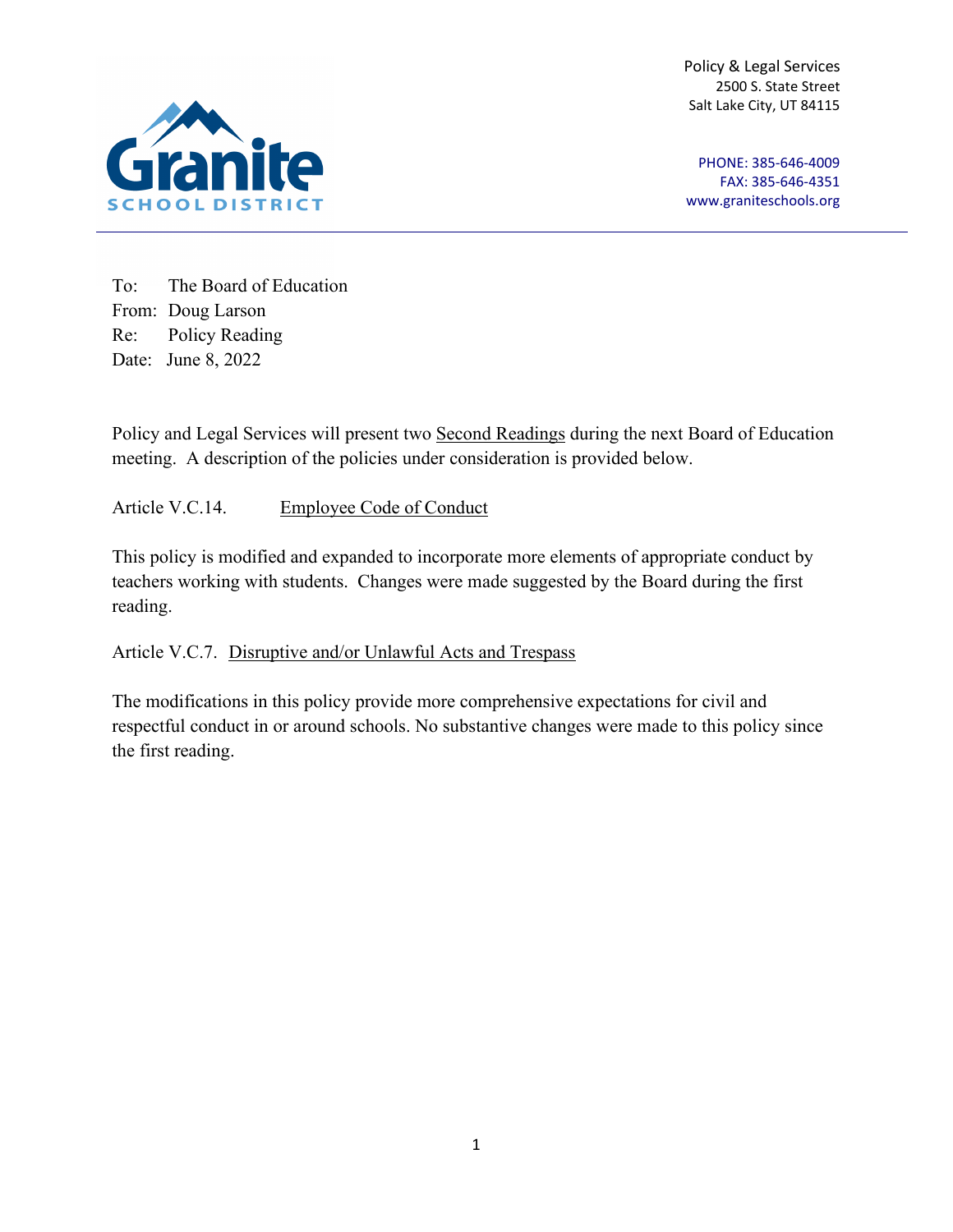Granite SCHOOL DISTRICT

Policy & Legal Services
2500 S. State Street
Salt Lake City, UT 84115

PHONE: 385-646-4009
FAX: 385-646-4351
www.graniteschools.org

To: The Board of Education
From: Doug Larson
Re: Policy Reading
Date: June 8, 2022

Policy and Legal Services will present two Second Readings during the next Board of Education meeting. A description of the policies under consideration is provided below.

Article V.C.14. Employee Code of Conduct

This policy is modified and expanded to incorporate more elements of appropriate conduct by teachers working with students. Changes were made suggested by the Board during the first reading.

Article V.C.7. Disruptive and/or Unlawful Acts and Trespass

The modifications in this policy provide more comprehensive expectations for civil and respectful conduct in or around schools. No substantive changes were made to this policy since the first reading.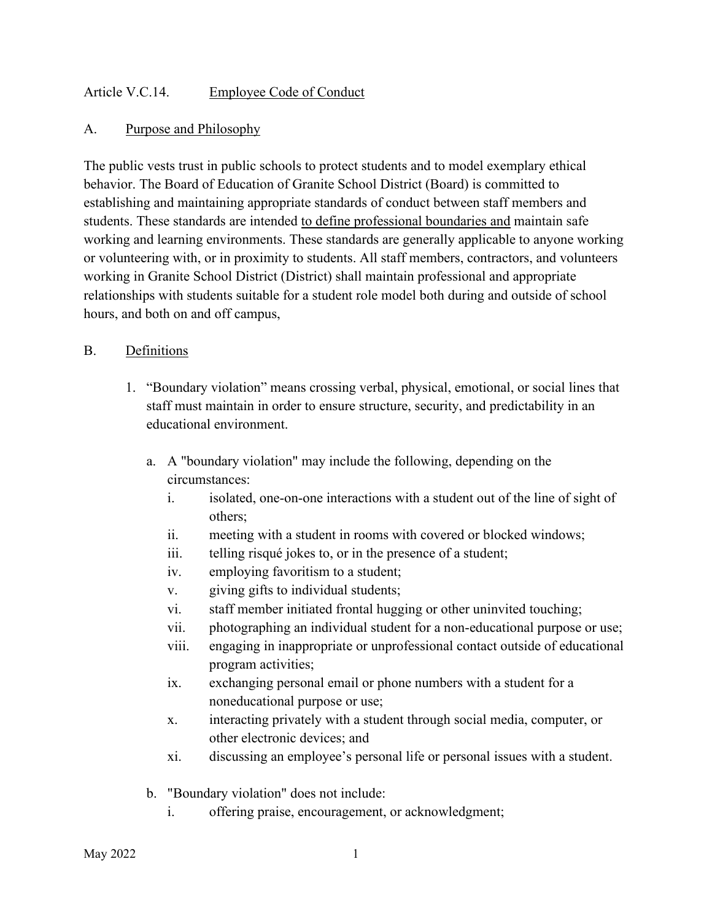Article V.C.14. Employee Code of Conduct

A. Purpose and Philosophy

The public vests trust in public schools to protect students and to model exemplary ethical behavior. The Board of Education of Granite School District (Board) is committed to establishing and maintaining appropriate standards of conduct between staff members and students. These standards are intended to define professional boundaries and maintain safe working and learning environments. These standards are generally applicable to anyone working or volunteering with, or in proximity to students. All staff members, contractors, and volunteers working in Granite School District (District) shall maintain professional and appropriate relationships with students suitable for a student role model both during and outside of school hours, and both on and off campus,

B. Definitions

1. "Boundary violation" means crossing verbal, physical, emotional, or social lines that staff must maintain in order to ensure structure, security, and predictability in an educational environment.

   a. A "boundary violation" may include the following, depending on the circumstances:
      - i. isolated, one-on-one interactions with a student out of the line of sight of others;
      - ii. meeting with a student in rooms with covered or blocked windows;
      - iii. telling risqué jokes to, or in the presence of a student;
      - iv. employing favoritism to a student;
      - v. giving gifts to individual students;
      - vi. staff member initiated frontal hugging or other uninvited touching;
      - vii. photographing an individual student for a non-educational purpose or use;
      - viii. engaging in inappropriate or unprofessional contact outside of educational program activities;
      - ix. exchanging personal email or phone numbers with a student for a noneducational purpose or use;
      - x. interacting privately with a student through social media, computer, or other electronic devices; and
      - xi. discussing an employee's personal life or personal issues with a student.

   b. "Boundary violation" does not include:
      - i. offering praise, encouragement, or acknowledgment;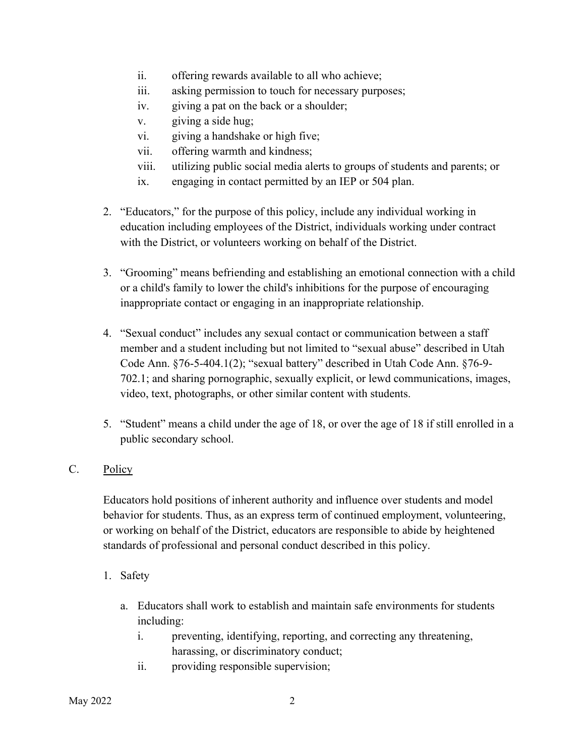ii. offering rewards available to all who achieve;
iii. asking permission to touch for necessary purposes;
iv. giving a pat on the back or a shoulder;
v. giving a side hug;
vi. giving a handshake or high five;
vii. offering warmth and kindness;
viii. utilizing public social media alerts to groups of students and parents; or
ix. engaging in contact permitted by an IEP or 504 plan.

2. "Educators," for the purpose of this policy, include any individual working in education including employees of the District, individuals working under contract with the District, or volunteers working on behalf of the District.

3. "Grooming" means befriending and establishing an emotional connection with a child or a child's family to lower the child's inhibitions for the purpose of encouraging inappropriate contact or engaging in an inappropriate relationship.

4. "Sexual conduct" includes any sexual contact or communication between a staff member and a student including but not limited to "sexual abuse" described in Utah Code Ann. §76-5-404.1(2); "sexual battery" described in Utah Code Ann. §76-9-702.1; and sharing pornographic, sexually explicit, or lewd communications, images, video, text, photographs, or other similar content with students.

5. "Student" means a child under the age of 18, or over the age of 18 if still enrolled in a public secondary school.

## C. Policy

Educators hold positions of inherent authority and influence over students and model behavior for students. Thus, as an express term of continued employment, volunteering, or working on behalf of the District, educators are responsible to abide by heightened standards of professional and personal conduct described in this policy.

1. Safety

   a. Educators shall work to establish and maintain safe environments for students including:
      i. preventing, identifying, reporting, and correcting any threatening, harassing, or discriminatory conduct;
      ii. providing responsible supervision;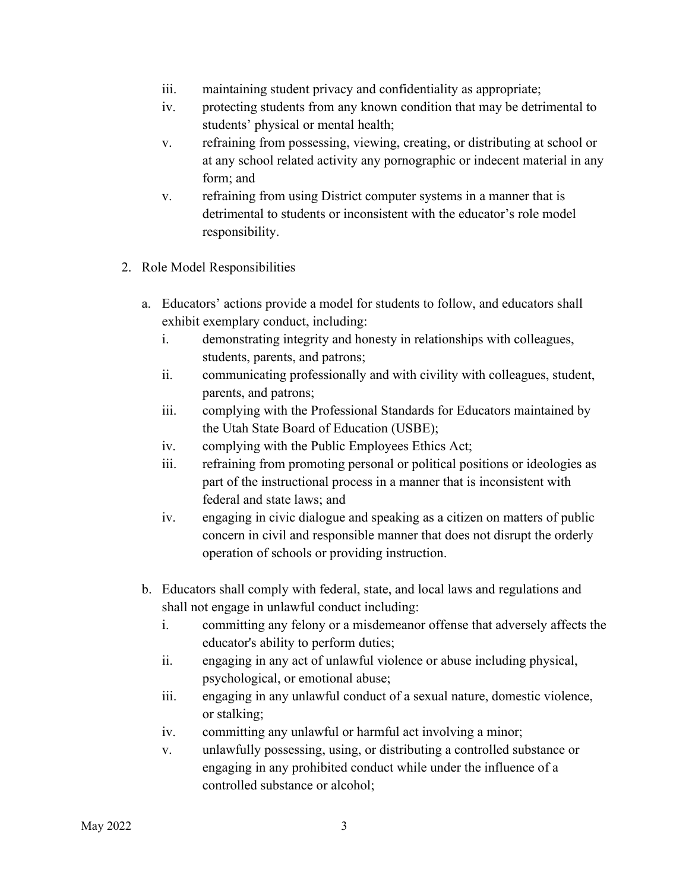iii. maintaining student privacy and confidentiality as appropriate;
iv. protecting students from any known condition that may be detrimental to students' physical or mental health;
v. refraining from possessing, viewing, creating, or distributing at school or at any school related activity any pornographic or indecent material in any form; and
v. refraining from using District computer systems in a manner that is detrimental to students or inconsistent with the educator's role model responsibility.

2. Role Model Responsibilities

   a. Educators' actions provide a model for students to follow, and educators shall exhibit exemplary conduct, including:
      i. demonstrating integrity and honesty in relationships with colleagues, students, parents, and patrons;
      ii. communicating professionally and with civility with colleagues, student, parents, and patrons;
      iii. complying with the Professional Standards for Educators maintained by the Utah State Board of Education (USBE);
      iv. complying with the Public Employees Ethics Act;
      iii. refraining from promoting personal or political positions or ideologies as part of the instructional process in a manner that is inconsistent with federal and state laws; and
      iv. engaging in civic dialogue and speaking as a citizen on matters of public concern in civil and responsible manner that does not disrupt the orderly operation of schools or providing instruction.

   b. Educators shall comply with federal, state, and local laws and regulations and shall not engage in unlawful conduct including:
      i. committing any felony or a misdemeanor offense that adversely affects the educator's ability to perform duties;
      ii. engaging in any act of unlawful violence or abuse including physical, psychological, or emotional abuse;
      iii. engaging in any unlawful conduct of a sexual nature, domestic violence, or stalking;
      iv. committing any unlawful or harmful act involving a minor;
      v. unlawfully possessing, using, or distributing a controlled substance or engaging in any prohibited conduct while under the influence of a controlled substance or alcohol;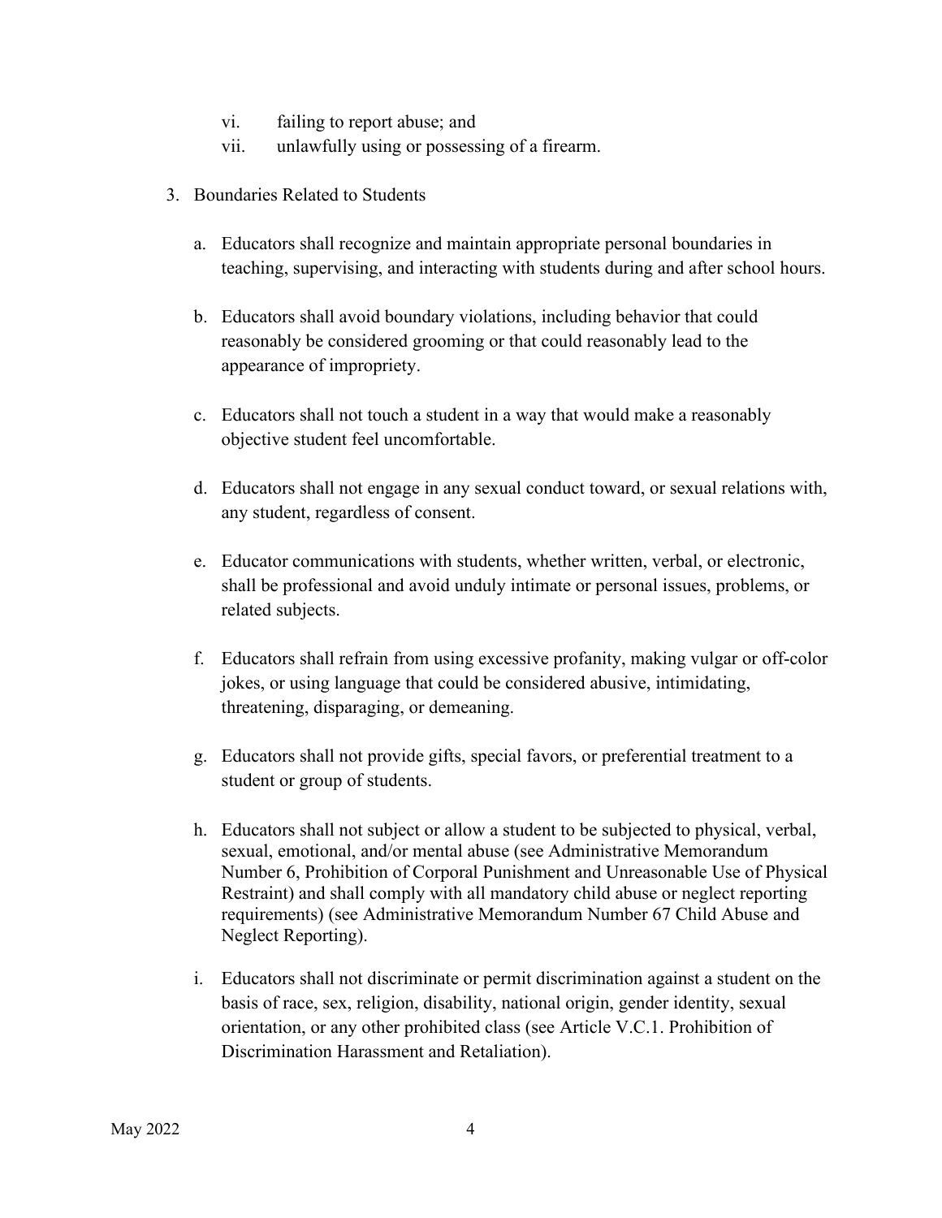vi. failing to report abuse; and
vii. unlawfully using or possessing of a firearm.

3. Boundaries Related to Students

   a. Educators shall recognize and maintain appropriate personal boundaries in teaching, supervising, and interacting with students during and after school hours.

   b. Educators shall avoid boundary violations, including behavior that could reasonably be considered grooming or that could reasonably lead to the appearance of impropriety.

   c. Educators shall not touch a student in a way that would make a reasonably objective student feel uncomfortable.

   d. Educators shall not engage in any sexual conduct toward, or sexual relations with, any student, regardless of consent.

   e. Educator communications with students, whether written, verbal, or electronic, shall be professional and avoid unduly intimate or personal issues, problems, or related subjects.

   f. Educators shall refrain from using excessive profanity, making vulgar or off-color jokes, or using language that could be considered abusive, intimidating, threatening, disparaging, or demeaning.

   g. Educators shall not provide gifts, special favors, or preferential treatment to a student or group of students.

   h. Educators shall not subject or allow a student to be subjected to physical, verbal, sexual, emotional, and/or mental abuse (see Administrative Memorandum Number 6, Prohibition of Corporal Punishment and Unreasonable Use of Physical Restraint) and shall comply with all mandatory child abuse or neglect reporting requirements) (see Administrative Memorandum Number 67 Child Abuse and Neglect Reporting).

   i. Educators shall not discriminate or permit discrimination against a student on the basis of race, sex, religion, disability, national origin, gender identity, sexual orientation, or any other prohibited class (see Article V.C.1. Prohibition of Discrimination Harassment and Retaliation).

May 2022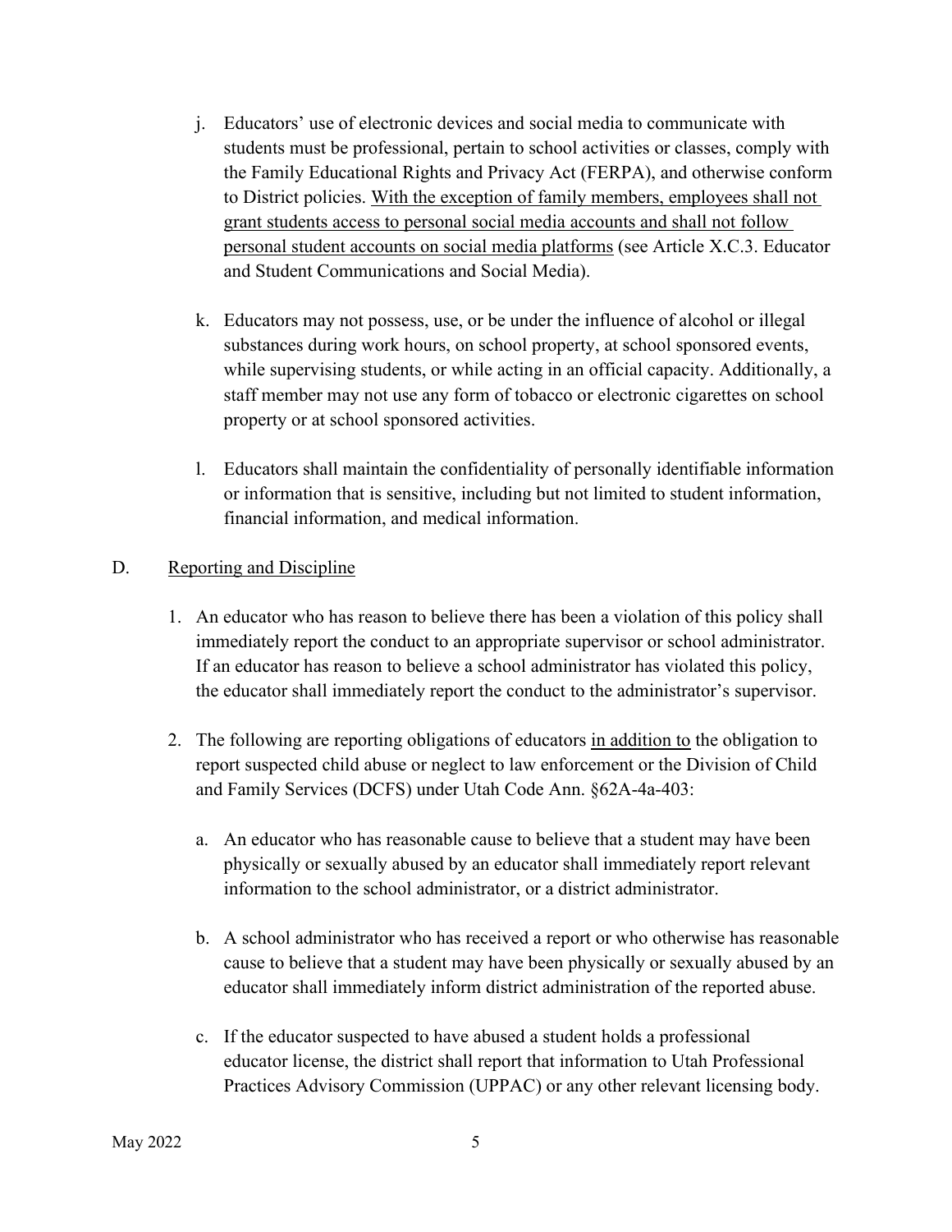j. Educators' use of electronic devices and social media to communicate with students must be professional, pertain to school activities or classes, comply with the Family Educational Rights and Privacy Act (FERPA), and otherwise conform to District policies. <u>With the exception of family members, employees shall not grant students access to personal social media accounts and shall not follow personal student accounts on social media platforms</u> (see Article X.C.3. Educator and Student Communications and Social Media).

k. Educators may not possess, use, or be under the influence of alcohol or illegal substances during work hours, on school property, at school sponsored events, while supervising students, or while acting in an official capacity. Additionally, a staff member may not use any form of tobacco or electronic cigarettes on school property or at school sponsored activities.

l. Educators shall maintain the confidentiality of personally identifiable information or information that is sensitive, including but not limited to student information, financial information, and medical information.

D. <u>Reporting and Discipline</u>

1. An educator who has reason to believe there has been a violation of this policy shall immediately report the conduct to an appropriate supervisor or school administrator. If an educator has reason to believe a school administrator has violated this policy, the educator shall immediately report the conduct to the administrator's supervisor.

2. The following are reporting obligations of educators <u>in addition to</u> the obligation to report suspected child abuse or neglect to law enforcement or the Division of Child and Family Services (DCFS) under Utah Code Ann. §62A-4a-403:

   a. An educator who has reasonable cause to believe that a student may have been physically or sexually abused by an educator shall immediately report relevant information to the school administrator, or a district administrator.

   b. A school administrator who has received a report or who otherwise has reasonable cause to believe that a student may have been physically or sexually abused by an educator shall immediately inform district administration of the reported abuse.

   c. If the educator suspected to have abused a student holds a professional educator license, the district shall report that information to Utah Professional Practices Advisory Commission (UPPAC) or any other relevant licensing body.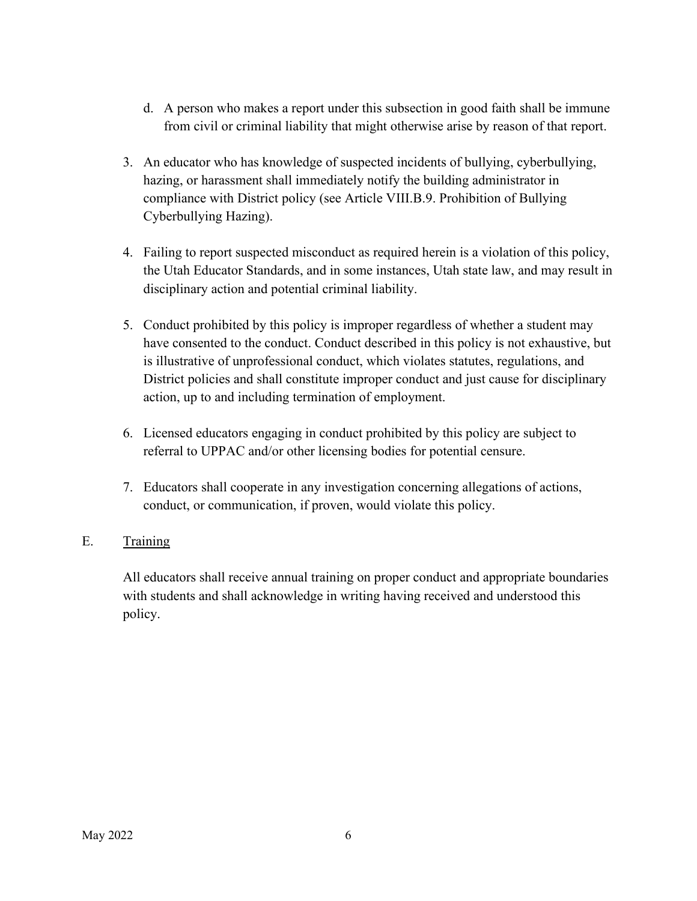d. A person who makes a report under this subsection in good faith shall be immune from civil or criminal liability that might otherwise arise by reason of that report.

3. An educator who has knowledge of suspected incidents of bullying, cyberbullying, hazing, or harassment shall immediately notify the building administrator in compliance with District policy (see Article VIII.B.9. Prohibition of Bullying Cyberbullying Hazing).

4. Failing to report suspected misconduct as required herein is a violation of this policy, the Utah Educator Standards, and in some instances, Utah state law, and may result in disciplinary action and potential criminal liability.

5. Conduct prohibited by this policy is improper regardless of whether a student may have consented to the conduct. Conduct described in this policy is not exhaustive, but is illustrative of unprofessional conduct, which violates statutes, regulations, and District policies and shall constitute improper conduct and just cause for disciplinary action, up to and including termination of employment.

6. Licensed educators engaging in conduct prohibited by this policy are subject to referral to UPPAC and/or other licensing bodies for potential censure.

7. Educators shall cooperate in any investigation concerning allegations of actions, conduct, or communication, if proven, would violate this policy.

E. <u>Training</u>

All educators shall receive annual training on proper conduct and appropriate boundaries with students and shall acknowledge in writing having received and understood this policy.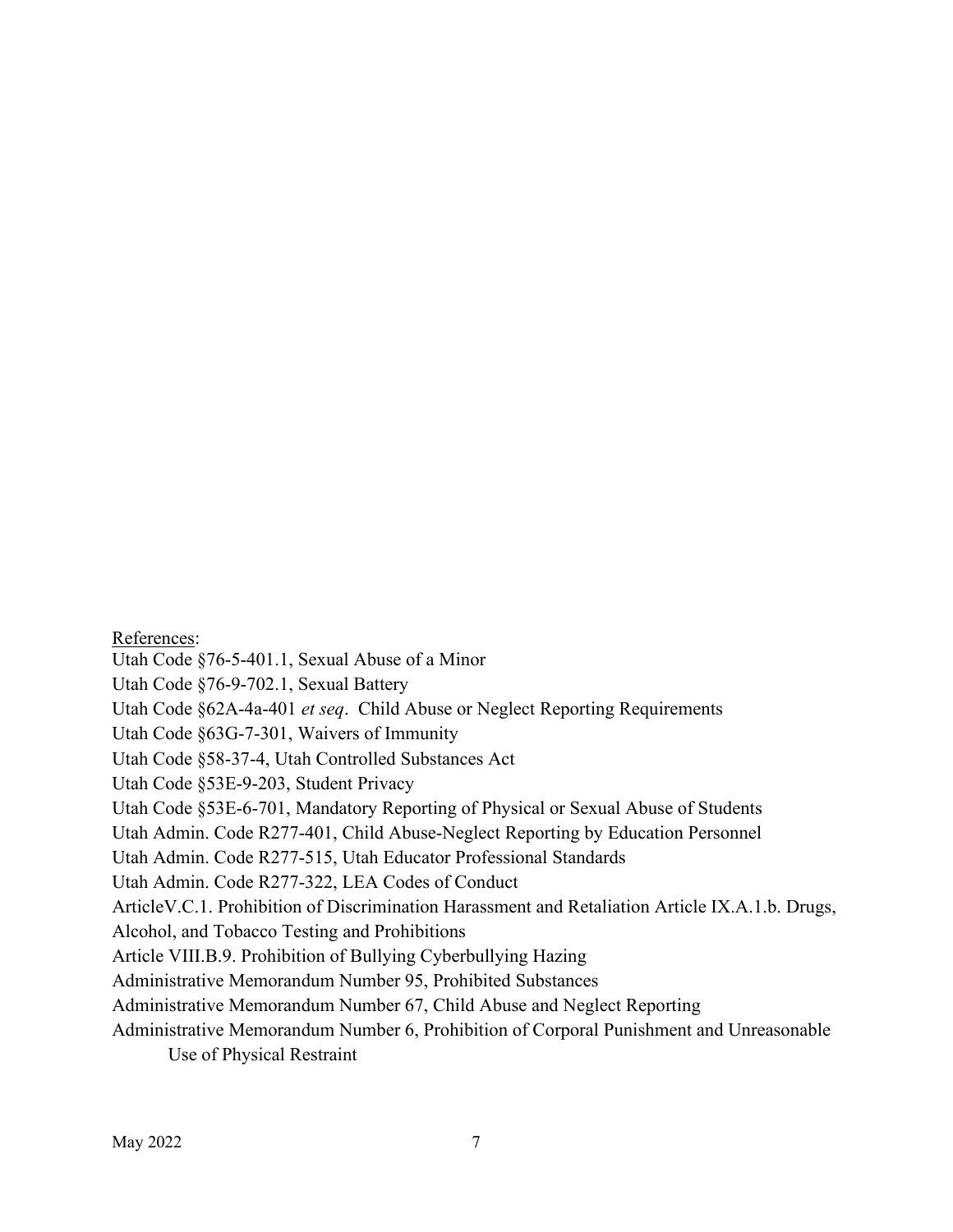References:

Utah Code §76-5-401.1, Sexual Abuse of a Minor

Utah Code §76-9-702.1, Sexual Battery

Utah Code §62A-4a-401 *et seq*. Child Abuse or Neglect Reporting Requirements

Utah Code §63G-7-301, Waivers of Immunity

Utah Code §58-37-4, Utah Controlled Substances Act

Utah Code §53E-9-203, Student Privacy

Utah Code §53E-6-701, Mandatory Reporting of Physical or Sexual Abuse of Students

Utah Admin. Code R277-401, Child Abuse-Neglect Reporting by Education Personnel

Utah Admin. Code R277-515, Utah Educator Professional Standards

Utah Admin. Code R277-322, LEA Codes of Conduct

ArticleV.C.1. Prohibition of Discrimination Harassment and Retaliation Article IX.A.1.b. Drugs, Alcohol, and Tobacco Testing and Prohibitions

Article VIII.B.9. Prohibition of Bullying Cyberbullying Hazing

Administrative Memorandum Number 95, Prohibited Substances

Administrative Memorandum Number 67, Child Abuse and Neglect Reporting

Administrative Memorandum Number 6, Prohibition of Corporal Punishment and Unreasonable Use of Physical Restraint

May 2022